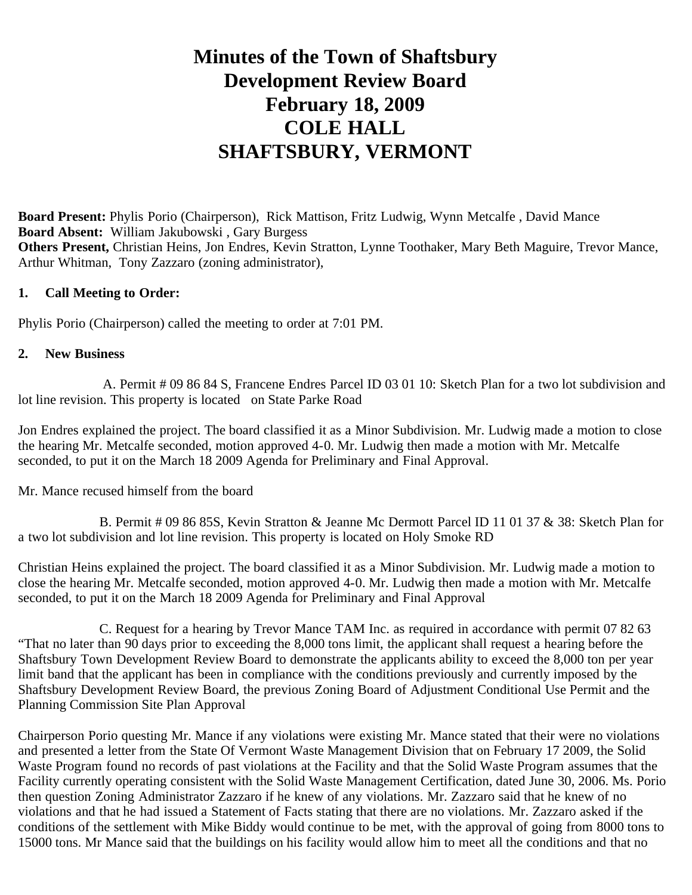# Minutes of the Town of Shaftsbury Development Review Board February 18, 2009 COLE HALL SHAFTSBURY, VERMONT

**Board Present:** Phylis Porio (Chairperson), Rick Mattison, Fritz Ludwig, Wynn Metcalfe , David Mance
**Board Absent:** William Jakubowski , Gary Burgess
**Others Present,** Christian Heins, Jon Endres, Kevin Stratton, Lynne Toothaker, Mary Beth Maguire, Trevor Mance, Arthur Whitman, Tony Zazzaro (zoning administrator),

**1. Call Meeting to Order:**

Phylis Porio (Chairperson) called the meeting to order at 7:01 PM.

**2. New Business**

A. Permit # 09 86 84 S, Francene Endres Parcel ID 03 01 10: Sketch Plan for a two lot subdivision and lot line revision. This property is located on State Parke Road

Jon Endres explained the project. The board classified it as a Minor Subdivision. Mr. Ludwig made a motion to close the hearing Mr. Metcalfe seconded, motion approved 4-0. Mr. Ludwig then made a motion with Mr. Metcalfe seconded, to put it on the March 18 2009 Agenda for Preliminary and Final Approval.

Mr. Mance recused himself from the board

B. Permit # 09 86 85S, Kevin Stratton & Jeanne Mc Dermott Parcel ID 11 01 37 & 38: Sketch Plan for a two lot subdivision and lot line revision. This property is located on Holy Smoke RD

Christian Heins explained the project. The board classified it as a Minor Subdivision. Mr. Ludwig made a motion to close the hearing Mr. Metcalfe seconded, motion approved 4-0. Mr. Ludwig then made a motion with Mr. Metcalfe seconded, to put it on the March 18 2009 Agenda for Preliminary and Final Approval

C. Request for a hearing by Trevor Mance TAM Inc. as required in accordance with permit 07 82 63 "That no later than 90 days prior to exceeding the 8,000 tons limit, the applicant shall request a hearing before the Shaftsbury Town Development Review Board to demonstrate the applicants ability to exceed the 8,000 ton per year limit band that the applicant has been in compliance with the conditions previously and currently imposed by the Shaftsbury Development Review Board, the previous Zoning Board of Adjustment Conditional Use Permit and the Planning Commission Site Plan Approval

Chairperson Porio questing Mr. Mance if any violations were existing Mr. Mance stated that their were no violations and presented a letter from the State Of Vermont Waste Management Division that on February 17 2009, the Solid Waste Program found no records of past violations at the Facility and that the Solid Waste Program assumes that the Facility currently operating consistent with the Solid Waste Management Certification, dated June 30, 2006. Ms. Porio then question Zoning Administrator Zazzaro if he knew of any violations. Mr. Zazzaro said that he knew of no violations and that he had issued a Statement of Facts stating that there are no violations. Mr. Zazzaro asked if the conditions of the settlement with Mike Biddy would continue to be met, with the approval of going from 8000 tons to 15000 tons. Mr Mance said that the buildings on his facility would allow him to meet all the conditions and that no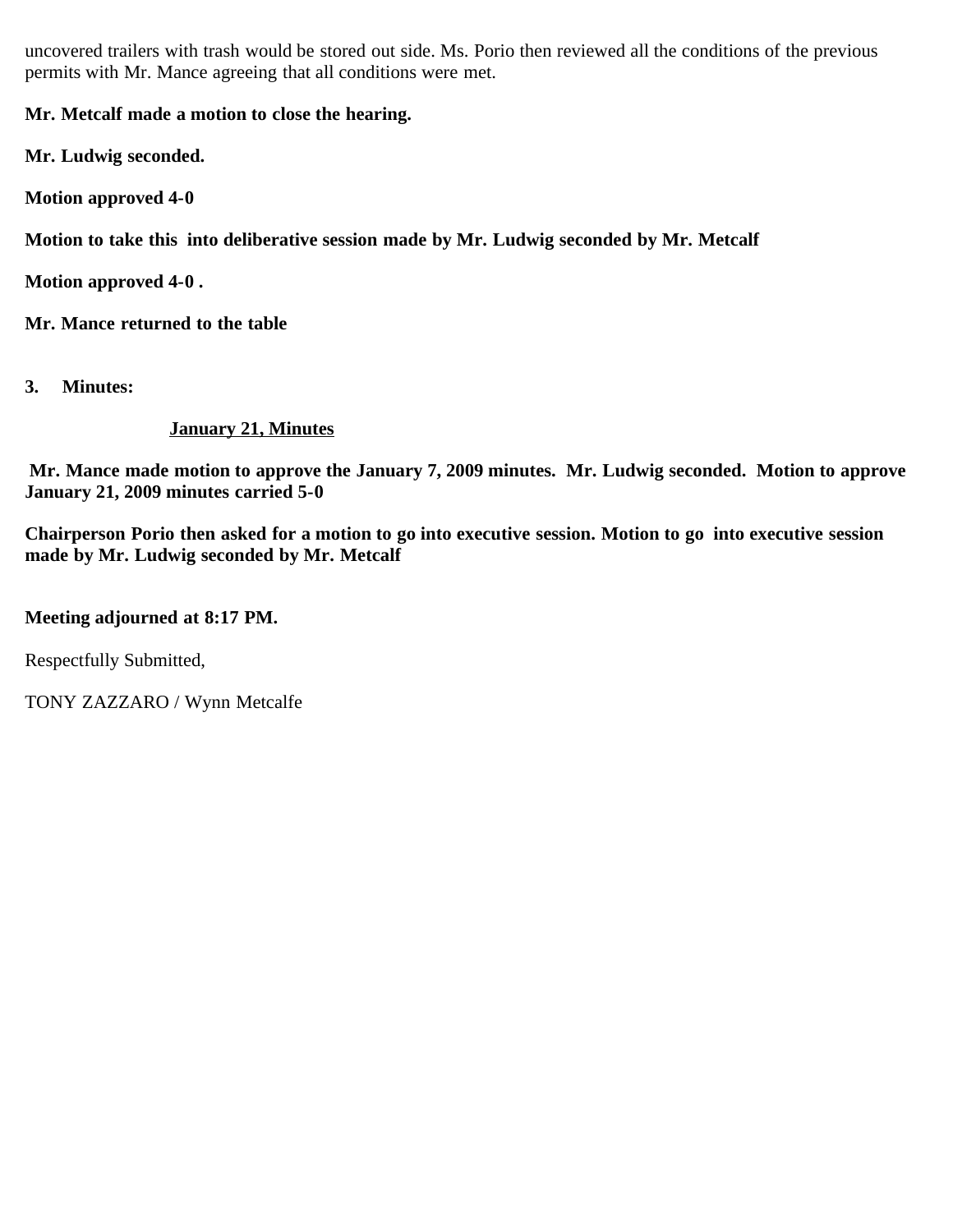uncovered trailers with trash would be stored out side. Ms. Porio then reviewed all the conditions of the previous permits with Mr. Mance agreeing that all conditions were met.

**Mr. Metcalf made a motion to close the hearing.**

**Mr. Ludwig seconded.**

**Motion approved 4-0**

**Motion to take this into deliberative session made by Mr. Ludwig seconded by Mr. Metcalf**

**Motion approved 4-0 .**

**Mr. Mance returned to the table**

**3. Minutes:**

**<u>January 21, Minutes</u>**

**Mr. Mance made motion to approve the January 7, 2009 minutes. Mr. Ludwig seconded. Motion to approve January 21, 2009 minutes carried 5-0**

**Chairperson Porio then asked for a motion to go into executive session. Motion to go into executive session made by Mr. Ludwig seconded by Mr. Metcalf**

**Meeting adjourned at 8:17 PM.**

Respectfully Submitted,

TONY ZAZZARO / Wynn Metcalfe